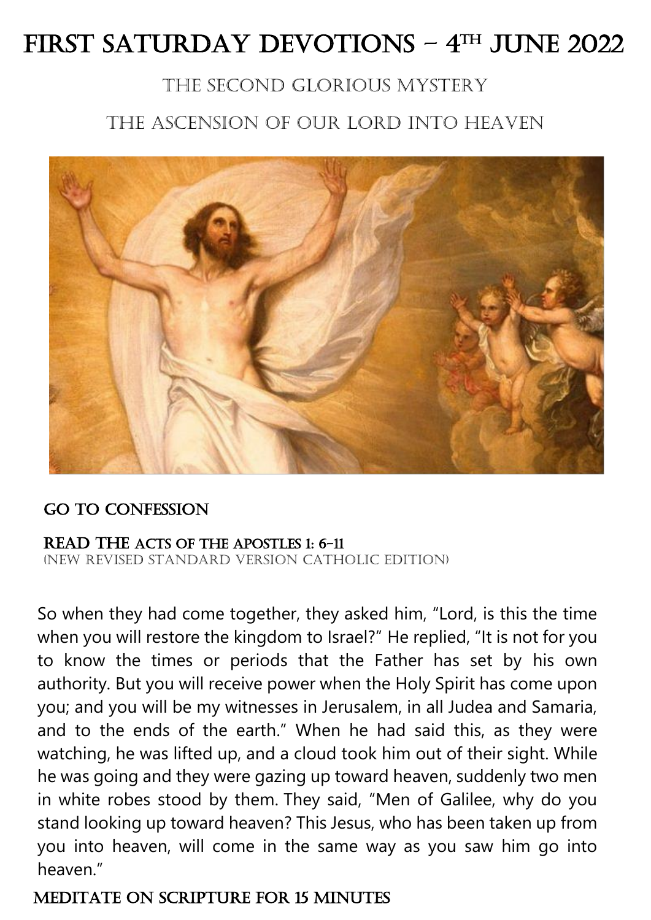# FIRST SATURDAY DEVOTIONS – 4TH JUNE 2022

## THE SECOND GLORIOUS MYSTERY

## THE ASCENSION OF OUR LORD INTO HEAVEN

### GO TO CONFESSION

### READ THE ACTS OF THE APOSTLES 1: 6-11

(NEW REVISED STANDARD VERSION CATHOLIC EDITION)

So when they had come together, they asked him, "Lord, is this the time when you will restore the kingdom to Israel?" He replied, "It is not for you to know the times or periods that the Father has set by his own authority. But you will receive power when the Holy Spirit has come upon you; and you will be my witnesses in Jerusalem, in all Judea and Samaria, and to the ends of the earth." When he had said this, as they were watching, he was lifted up, and a cloud took him out of their sight. While he was going and they were gazing up toward heaven, suddenly two men in white robes stood by them. They said, "Men of Galilee, why do you stand looking up toward heaven? This Jesus, who has been taken up from you into heaven, will come in the same way as you saw him go into heaven."

### MEDITATE ON SCRIPTURE FOR 15 MINUTES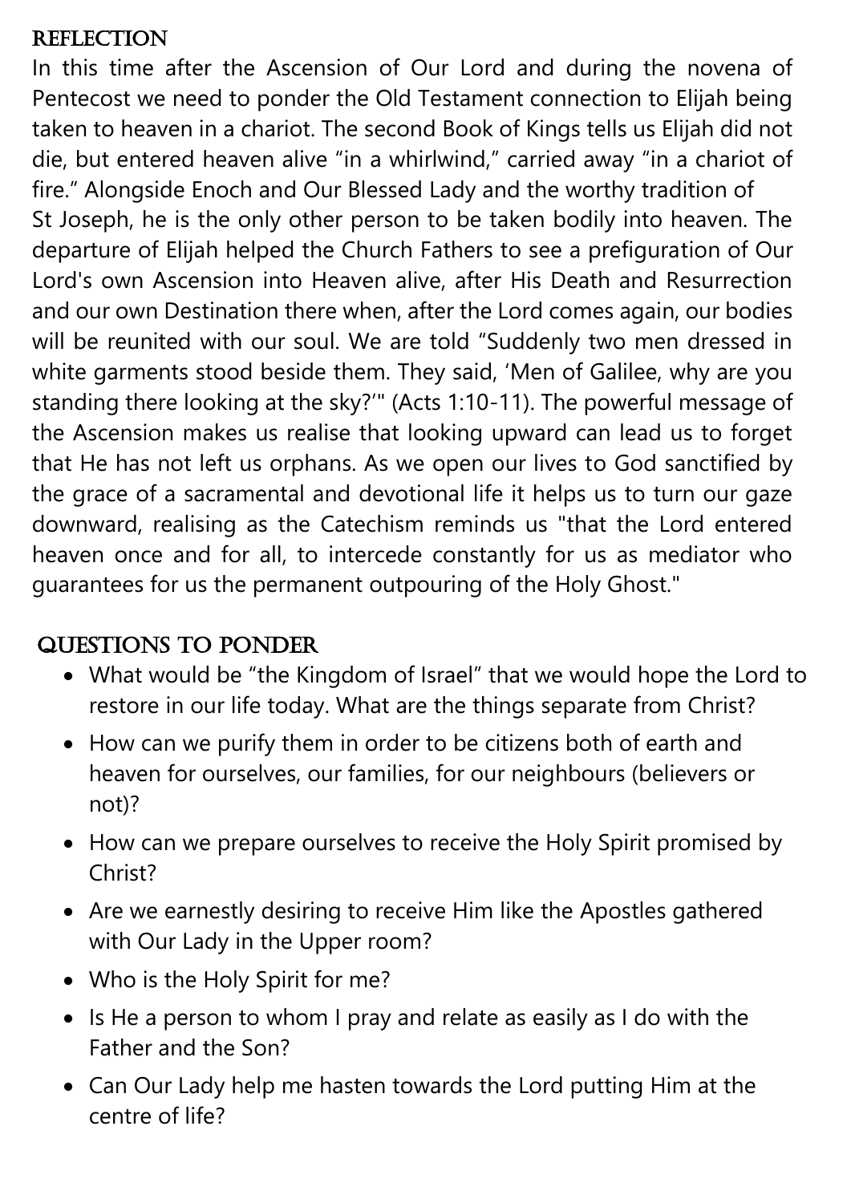## Reflection

In this time after the Ascension of Our Lord and during the novena of Pentecost we need to ponder the Old Testament connection to Elijah being taken to heaven in a chariot. The second Book of Kings tells us Elijah did not die, but entered heaven alive "in a whirlwind," carried away "in a chariot of fire." Alongside Enoch and Our Blessed Lady and the worthy tradition of St Joseph, he is the only other person to be taken bodily into heaven. The departure of Elijah helped the Church Fathers to see a prefiguration of Our Lord's own Ascension into Heaven alive, after His Death and Resurrection and our own Destination there when, after the Lord comes again, our bodies will be reunited with our soul. We are told "Suddenly two men dressed in white garments stood beside them. They said, 'Men of Galilee, why are you standing there looking at the sky?'" (Acts 1:10-11). The powerful message of the Ascension makes us realise that looking upward can lead us to forget that He has not left us orphans. As we open our lives to God sanctified by the grace of a sacramental and devotional life it helps us to turn our gaze downward, realising as the Catechism reminds us "that the Lord entered heaven once and for all, to intercede constantly for us as mediator who guarantees for us the permanent outpouring of the Holy Ghost."

## Questions to Ponder

- What would be "the Kingdom of Israel" that we would hope the Lord to restore in our life today. What are the things separate from Christ?
- How can we purify them in order to be citizens both of earth and heaven for ourselves, our families, for our neighbours (believers or not)?
- How can we prepare ourselves to receive the Holy Spirit promised by Christ?
- Are we earnestly desiring to receive Him like the Apostles gathered with Our Lady in the Upper room?
- Who is the Holy Spirit for me?
- Is He a person to whom I pray and relate as easily as I do with the Father and the Son?
- Can Our Lady help me hasten towards the Lord putting Him at the centre of life?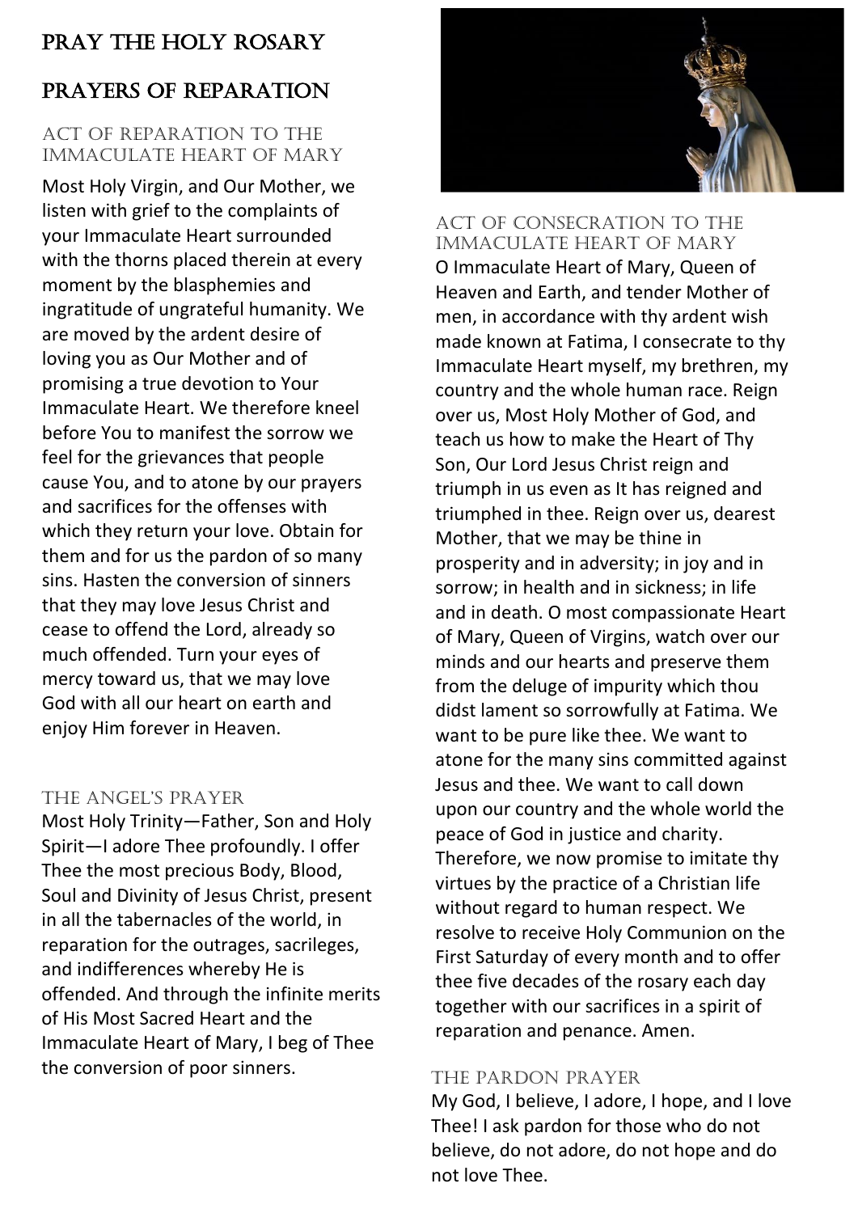# PRAY THE HOLY ROSARY

## PRAYERS OF REPARATION

### ACT OF REPARATION TO THE IMMACULATE HEART OF MARY

Most Holy Virgin, and Our Mother, we listen with grief to the complaints of your Immaculate Heart surrounded with the thorns placed therein at every moment by the blasphemies and ingratitude of ungrateful humanity. We are moved by the ardent desire of loving you as Our Mother and of promising a true devotion to Your Immaculate Heart. We therefore kneel before You to manifest the sorrow we feel for the grievances that people cause You, and to atone by our prayers and sacrifices for the offenses with which they return your love. Obtain for them and for us the pardon of so many sins. Hasten the conversion of sinners that they may love Jesus Christ and cease to offend the Lord, already so much offended. Turn your eyes of mercy toward us, that we may love God with all our heart on earth and enjoy Him forever in Heaven.

### THE ANGEL'S PRAYER

Most Holy Trinity—Father, Son and Holy Spirit—I adore Thee profoundly. I offer Thee the most precious Body, Blood, Soul and Divinity of Jesus Christ, present in all the tabernacles of the world, in reparation for the outrages, sacrileges, and indifferences whereby He is offended. And through the infinite merits of His Most Sacred Heart and the Immaculate Heart of Mary, I beg of Thee the conversion of poor sinners.

### ACT OF CONSECRATION TO THE IMMACULATE HEART OF MARY

O Immaculate Heart of Mary, Queen of Heaven and Earth, and tender Mother of men, in accordance with thy ardent wish made known at Fatima, I consecrate to thy Immaculate Heart myself, my brethren, my country and the whole human race. Reign over us, Most Holy Mother of God, and teach us how to make the Heart of Thy Son, Our Lord Jesus Christ reign and triumph in us even as It has reigned and triumphed in thee. Reign over us, dearest Mother, that we may be thine in prosperity and in adversity; in joy and in sorrow; in health and in sickness; in life and in death. O most compassionate Heart of Mary, Queen of Virgins, watch over our minds and our hearts and preserve them from the deluge of impurity which thou didst lament so sorrowfully at Fatima. We want to be pure like thee. We want to atone for the many sins committed against Jesus and thee. We want to call down upon our country and the whole world the peace of God in justice and charity. Therefore, we now promise to imitate thy virtues by the practice of a Christian life without regard to human respect. We resolve to receive Holy Communion on the First Saturday of every month and to offer thee five decades of the rosary each day together with our sacrifices in a spirit of reparation and penance. Amen.

### THE PARDON PRAYER

My God, I believe, I adore, I hope, and I love Thee! I ask pardon for those who do not believe, do not adore, do not hope and do not love Thee.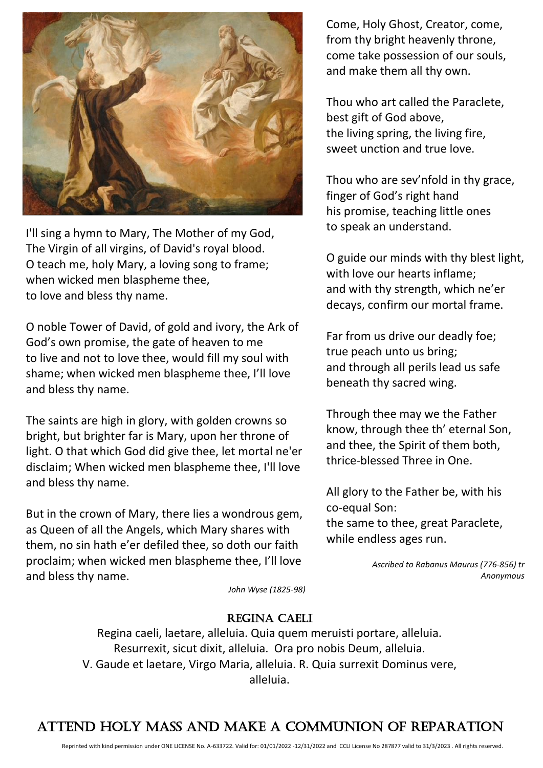I'll sing a hymn to Mary, The Mother of my God,
The Virgin of all virgins, of David's royal blood.
O teach me, holy Mary, a loving song to frame;
when wicked men blaspheme thee,
to love and bless thy name.

O noble Tower of David, of gold and ivory, the Ark of God's own promise, the gate of heaven to me
to live and not to love thee, would fill my soul with shame; when wicked men blaspheme thee, I'll love and bless thy name.

The saints are high in glory, with golden crowns so bright, but brighter far is Mary, upon her throne of light. O that which God did give thee, let mortal ne'er disclaim; When wicked men blaspheme thee, I'll love and bless thy name.

But in the crown of Mary, there lies a wondrous gem, as Queen of all the Angels, which Mary shares with them, no sin hath e'er defiled thee, so doth our faith proclaim; when wicked men blaspheme thee, I'll love and bless thy name.

*John Wyse (1825-98)*

Come, Holy Ghost, Creator, come,
from thy bright heavenly throne,
come take possession of our souls,
and make them all thy own.

Thou who art called the Paraclete,
best gift of God above,
the living spring, the living fire,
sweet unction and true love.

Thou who are sev'nfold in thy grace,
finger of God's right hand
his promise, teaching little ones
to speak an understand.

O guide our minds with thy blest light,
with love our hearts inflame;
and with thy strength, which ne'er
decays, confirm our mortal frame.

Far from us drive our deadly foe;
true peach unto us bring;
and through all perils lead us safe
beneath thy sacred wing.

Through thee may we the Father
know, through thee th' eternal Son,
and thee, the Spirit of them both,
thrice-blessed Three in One.

All glory to the Father be, with his
co-equal Son:
the same to thee, great Paraclete,
while endless ages run.

*Ascribed to Rabanus Maurus (776-856) tr Anonymous*

## REGINA CAELI

Regina caeli, laetare, alleluia. Quia quem meruisti portare, alleluia.
Resurrexit, sicut dixit, alleluia. Ora pro nobis Deum, alleluia.
V. Gaude et laetare, Virgo Maria, alleluia. R. Quia surrexit Dominus vere, alleluia.

## ATTEND HOLY MASS AND MAKE A COMMUNION OF REPARATION

Reprinted with kind permission under ONE LICENSE No. A-633722. Valid for: 01/01/2022 -12/31/2022 and CCLI License No 287877 valid to 31/3/2023 . All rights reserved.